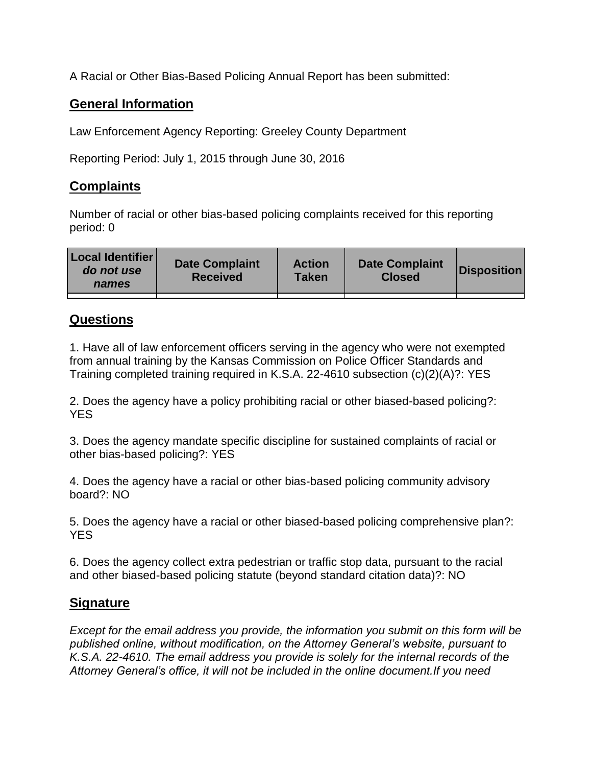A Racial or Other Bias-Based Policing Annual Report has been submitted:

## General Information

Law Enforcement Agency Reporting: Greeley County Department

Reporting Period: July 1, 2015 through June 30, 2016

## Complaints

Number of racial or other bias-based policing complaints received for this reporting period: 0

| **Local Identifier** ***do not use names*** | **Date Complaint Received** | **Action Taken** | **Date Complaint Closed** | **Disposition** |
|---|---|---|---|---|
| | | | | |

## Questions

1. Have all of law enforcement officers serving in the agency who were not exempted from annual training by the Kansas Commission on Police Officer Standards and Training completed training required in K.S.A. 22-4610 subsection (c)(2)(A)?: YES

2. Does the agency have a policy prohibiting racial or other biased-based policing?: YES

3. Does the agency mandate specific discipline for sustained complaints of racial or other bias-based policing?: YES

4. Does the agency have a racial or other bias-based policing community advisory board?: NO

5. Does the agency have a racial or other biased-based policing comprehensive plan?: YES

6. Does the agency collect extra pedestrian or traffic stop data, pursuant to the racial and other biased-based policing statute (beyond standard citation data)?: NO

## Signature

*Except for the email address you provide, the information you submit on this form will be published online, without modification, on the Attorney General's website, pursuant to K.S.A. 22-4610. The email address you provide is solely for the internal records of the Attorney General's office, it will not be included in the online document.If you need*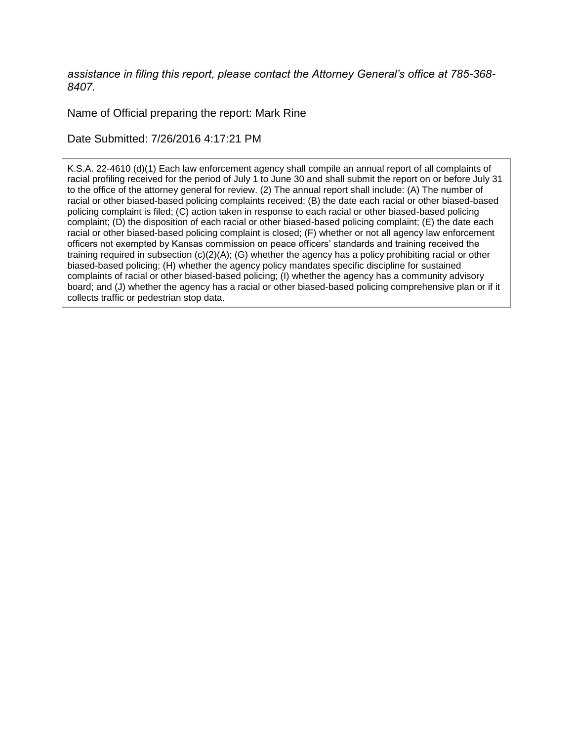*assistance in filing this report, please contact the Attorney General's office at 785-368-8407.*

Name of Official preparing the report: Mark Rine

Date Submitted: 7/26/2016 4:17:21 PM

K.S.A. 22-4610 (d)(1) Each law enforcement agency shall compile an annual report of all complaints of racial profiling received for the period of July 1 to June 30 and shall submit the report on or before July 31 to the office of the attorney general for review. (2) The annual report shall include: (A) The number of racial or other biased-based policing complaints received; (B) the date each racial or other biased-based policing complaint is filed; (C) action taken in response to each racial or other biased-based policing complaint; (D) the disposition of each racial or other biased-based policing complaint; (E) the date each racial or other biased-based policing complaint is closed; (F) whether or not all agency law enforcement officers not exempted by Kansas commission on peace officers' standards and training received the training required in subsection (c)(2)(A); (G) whether the agency has a policy prohibiting racial or other biased-based policing; (H) whether the agency policy mandates specific discipline for sustained complaints of racial or other biased-based policing; (I) whether the agency has a community advisory board; and (J) whether the agency has a racial or other biased-based policing comprehensive plan or if it collects traffic or pedestrian stop data.